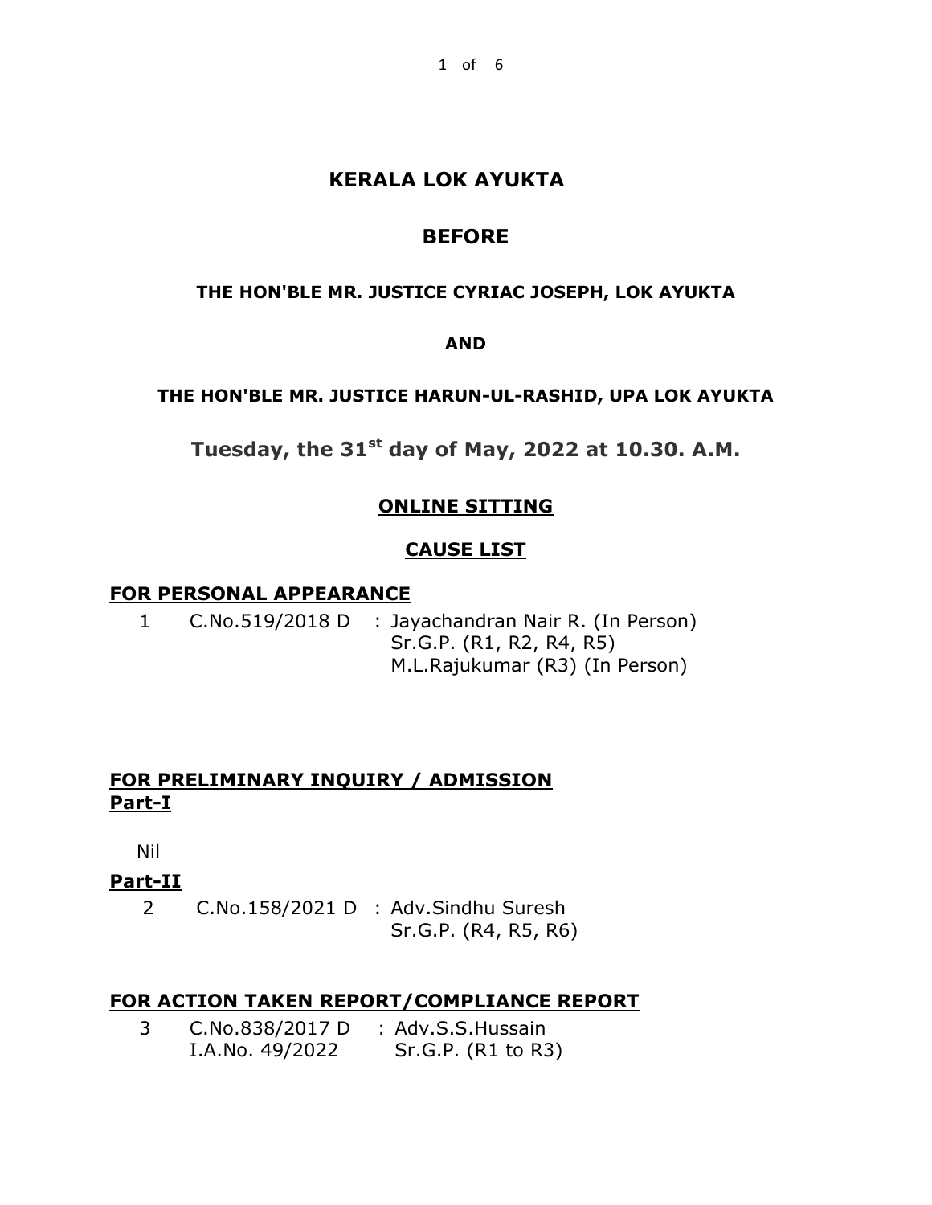# KERALA LOK AYUKTA

## BEFORE

**THE HON'BLE MR. JUSTICE CYRIAC JOSEPH, LOK AYUKTA**

**AND**

**THE HON'BLE MR. JUSTICE HARUN-UL-RASHID, UPA LOK AYUKTA**

**Tuesday, the 31st day of May, 2022 at 10.30. A.M.**

**ONLINE SITTING**

**CAUSE LIST**

**FOR PERSONAL APPEARANCE**

1 C.No.519/2018 D : Jayachandran Nair R. (In Person)
Sr.G.P. (R1, R2, R4, R5)
M.L.Rajukumar (R3) (In Person)

**FOR PRELIMINARY INQUIRY / ADMISSION**
**Part-I**

Nil

**Part-II**

2 C.No.158/2021 D : Adv.Sindhu Suresh
Sr.G.P. (R4, R5, R6)

**FOR ACTION TAKEN REPORT/COMPLIANCE REPORT**

3 C.No.838/2017 D : Adv.S.S.Hussain
I.A.No. 49/2022 Sr.G.P. (R1 to R3)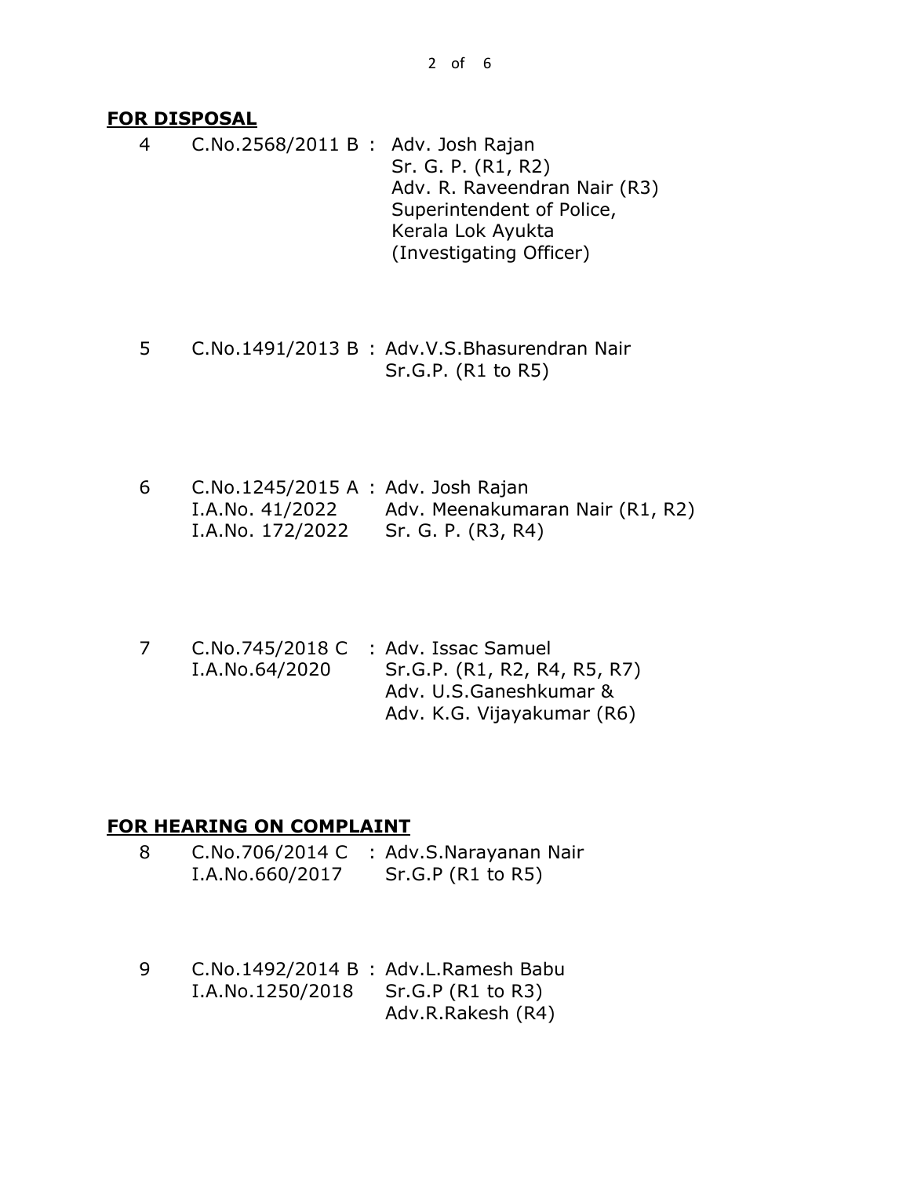## FOR DISPOSAL

| No. | Case No. | | Counsel |
|---|---|---|---|
| 4 | C.No.2568/2011 B | : | Adv. Josh Rajan<br>Sr. G. P. (R1, R2)<br>Adv. R. Raveendran Nair (R3)<br>Superintendent of Police,<br>Kerala Lok Ayukta<br>(Investigating Officer) |
| 5 | C.No.1491/2013 B | : | Adv.V.S.Bhasurendran Nair<br>Sr.G.P. (R1 to R5) |
| 6 | C.No.1245/2015 A<br>I.A.No. 41/2022<br>I.A.No. 172/2022 | : | Adv. Josh Rajan<br>Adv. Meenakumaran Nair (R1, R2)<br>Sr. G. P. (R3, R4) |
| 7 | C.No.745/2018 C<br>I.A.No.64/2020 | : | Adv. Issac Samuel<br>Sr.G.P. (R1, R2, R4, R5, R7)<br>Adv. U.S.Ganeshkumar &<br>Adv. K.G. Vijayakumar (R6) |

## FOR HEARING ON COMPLAINT

| No. | Case No. | | Counsel |
|---|---|---|---|
| 8 | C.No.706/2014 C<br>I.A.No.660/2017 | : | Adv.S.Narayanan Nair<br>Sr.G.P (R1 to R5) |
| 9 | C.No.1492/2014 B<br>I.A.No.1250/2018 | : | Adv.L.Ramesh Babu<br>Sr.G.P (R1 to R3)<br>Adv.R.Rakesh (R4) |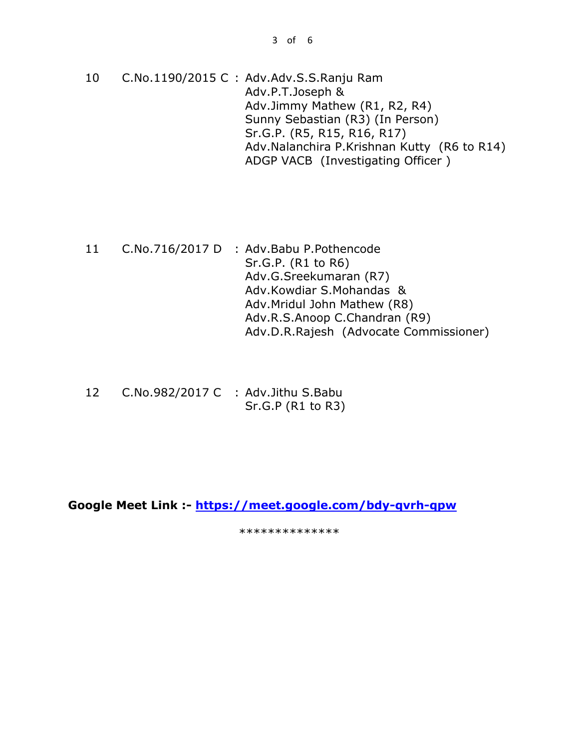| | | |
|---|---|---|
| 10 | C.No.1190/2015 C | : Adv.Adv.S.S.Ranju Ram<br>Adv.P.T.Joseph &<br>Adv.Jimmy Mathew (R1, R2, R4)<br>Sunny Sebastian (R3) (In Person)<br>Sr.G.P. (R5, R15, R16, R17)<br>Adv.Nalanchira P.Krishnan Kutty (R6 to R14)<br>ADGP VACB (Investigating Officer ) |
| 11 | C.No.716/2017 D | : Adv.Babu P.Pothencode<br>Sr.G.P. (R1 to R6)<br>Adv.G.Sreekumaran (R7)<br>Adv.Kowdiar S.Mohandas &<br>Adv.Mridul John Mathew (R8)<br>Adv.R.S.Anoop C.Chandran (R9)<br>Adv.D.R.Rajesh (Advocate Commissioner) |
| 12 | C.No.982/2017 C | : Adv.Jithu S.Babu<br>Sr.G.P (R1 to R3) |

**Google Meet Link :- https://meet.google.com/bdy-qvrh-qpw**

**************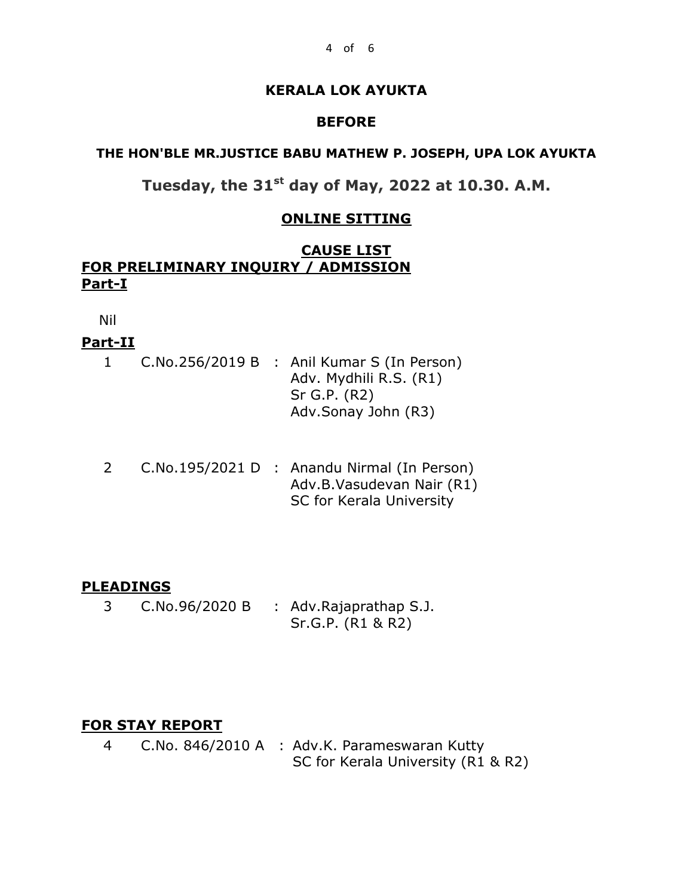**KERALA LOK AYUKTA**

**BEFORE**

**THE HON'BLE MR.JUSTICE BABU MATHEW P. JOSEPH, UPA LOK AYUKTA**

**Tuesday, the 31st day of May, 2022 at 10.30. A.M.**

**ONLINE SITTING**

**CAUSE LIST**

**FOR PRELIMINARY INQUIRY / ADMISSION**

**Part-I**

Nil

**Part-II**

1 C.No.256/2019 B : Anil Kumar S (In Person)
Adv. Mydhili R.S. (R1)
Sr G.P. (R2)
Adv.Sonay John (R3)

2 C.No.195/2021 D : Anandu Nirmal (In Person)
Adv.B.Vasudevan Nair (R1)
SC for Kerala University

**PLEADINGS**

3 C.No.96/2020 B : Adv.Rajaprathap S.J.
Sr.G.P. (R1 & R2)

**FOR STAY REPORT**

4 C.No. 846/2010 A : Adv.K. Parameswaran Kutty
SC for Kerala University (R1 & R2)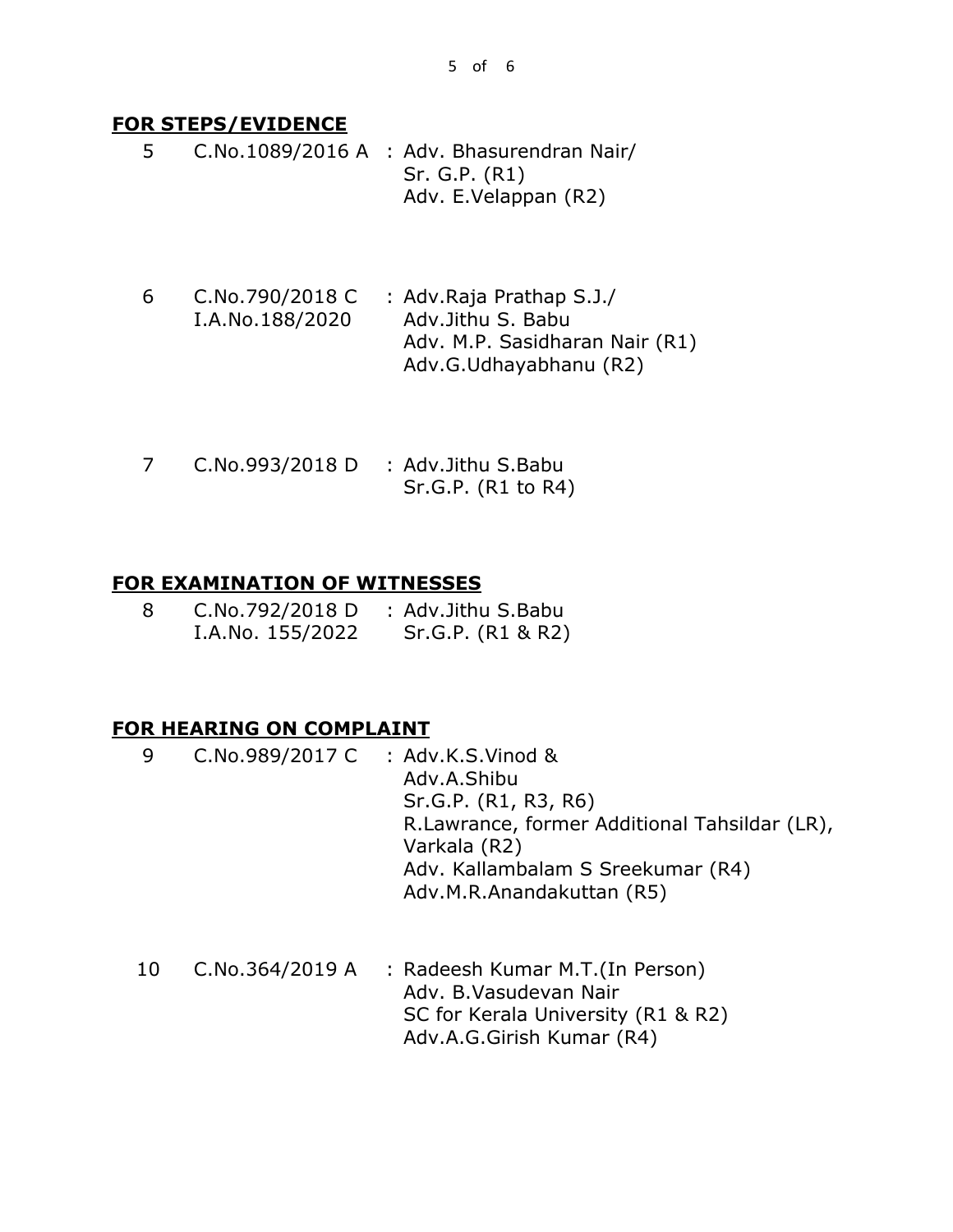**FOR STEPS/EVIDENCE**

| | | |
|---|---|---|
| 5 | C.No.1089/2016 A | : Adv. Bhasurendran Nair/<br>Sr. G.P. (R1)<br>Adv. E.Velappan (R2) |
| 6 | C.No.790/2018 C<br>I.A.No.188/2020 | : Adv.Raja Prathap S.J./<br>Adv.Jithu S. Babu<br>Adv. M.P. Sasidharan Nair (R1)<br>Adv.G.Udhayabhanu (R2) |
| 7 | C.No.993/2018 D | : Adv.Jithu S.Babu<br>Sr.G.P. (R1 to R4) |

**FOR EXAMINATION OF WITNESSES**

| | | |
|---|---|---|
| 8 | C.No.792/2018 D<br>I.A.No. 155/2022 | : Adv.Jithu S.Babu<br>Sr.G.P. (R1 & R2) |

**FOR HEARING ON COMPLAINT**

| | | |
|---|---|---|
| 9 | C.No.989/2017 C | : Adv.K.S.Vinod &<br>Adv.A.Shibu<br>Sr.G.P. (R1, R3, R6)<br>R.Lawrance, former Additional Tahsildar (LR), Varkala (R2)<br>Adv. Kallambalam S Sreekumar (R4)<br>Adv.M.R.Anandakuttan (R5) |
| 10 | C.No.364/2019 A | : Radeesh Kumar M.T.(In Person)<br>Adv. B.Vasudevan Nair<br>SC for Kerala University (R1 & R2)<br>Adv.A.G.Girish Kumar (R4) |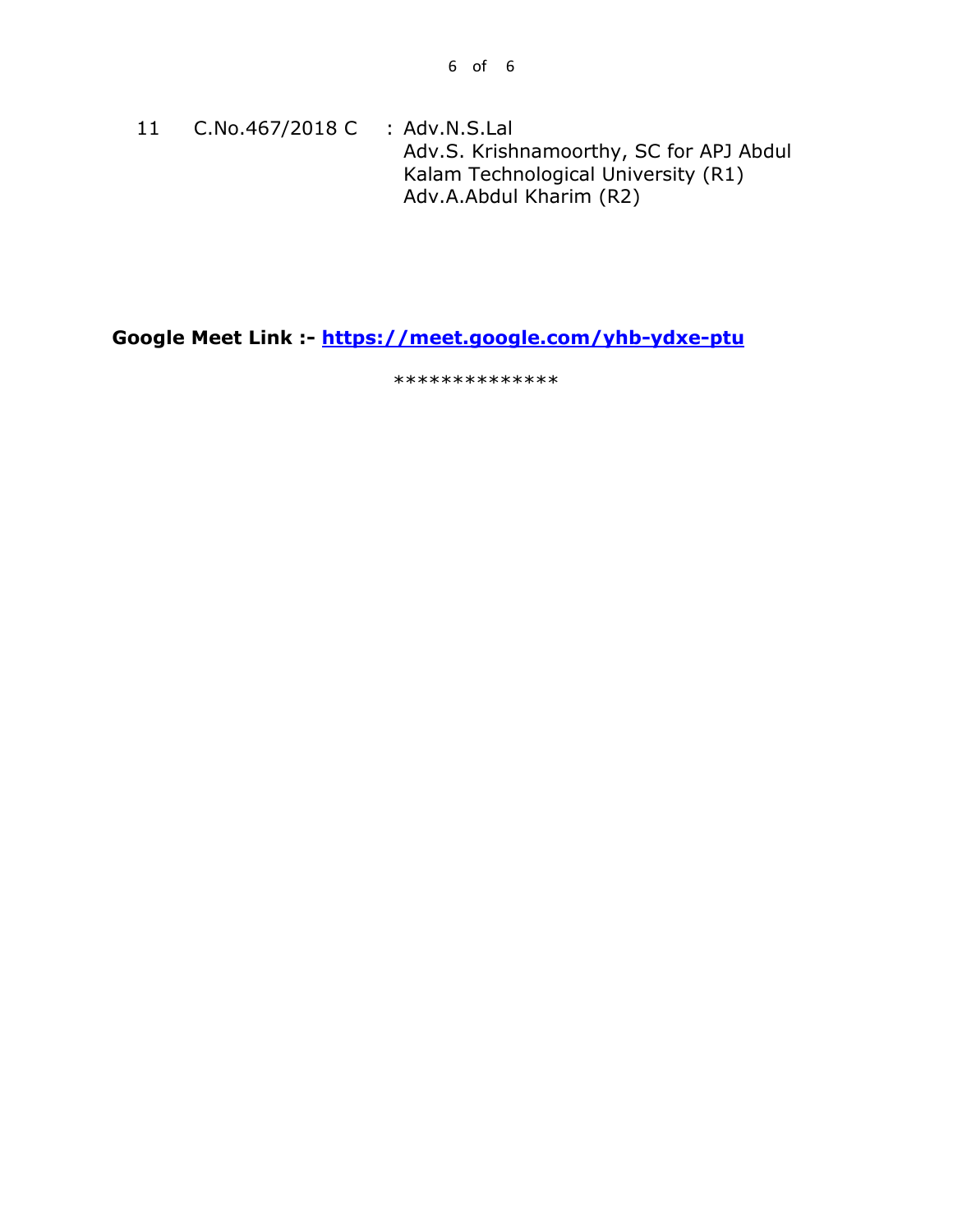| | | |
|---|---|---|
| 11 | C.No.467/2018 C | : Adv.N.S.Lal<br>Adv.S. Krishnamoorthy, SC for APJ Abdul Kalam Technological University (R1)<br>Adv.A.Abdul Kharim (R2) |

**Google Meet Link :- [https://meet.google.com/yhb-ydxe-ptu](https://meet.google.com/yhb-ydxe-ptu)**

**************